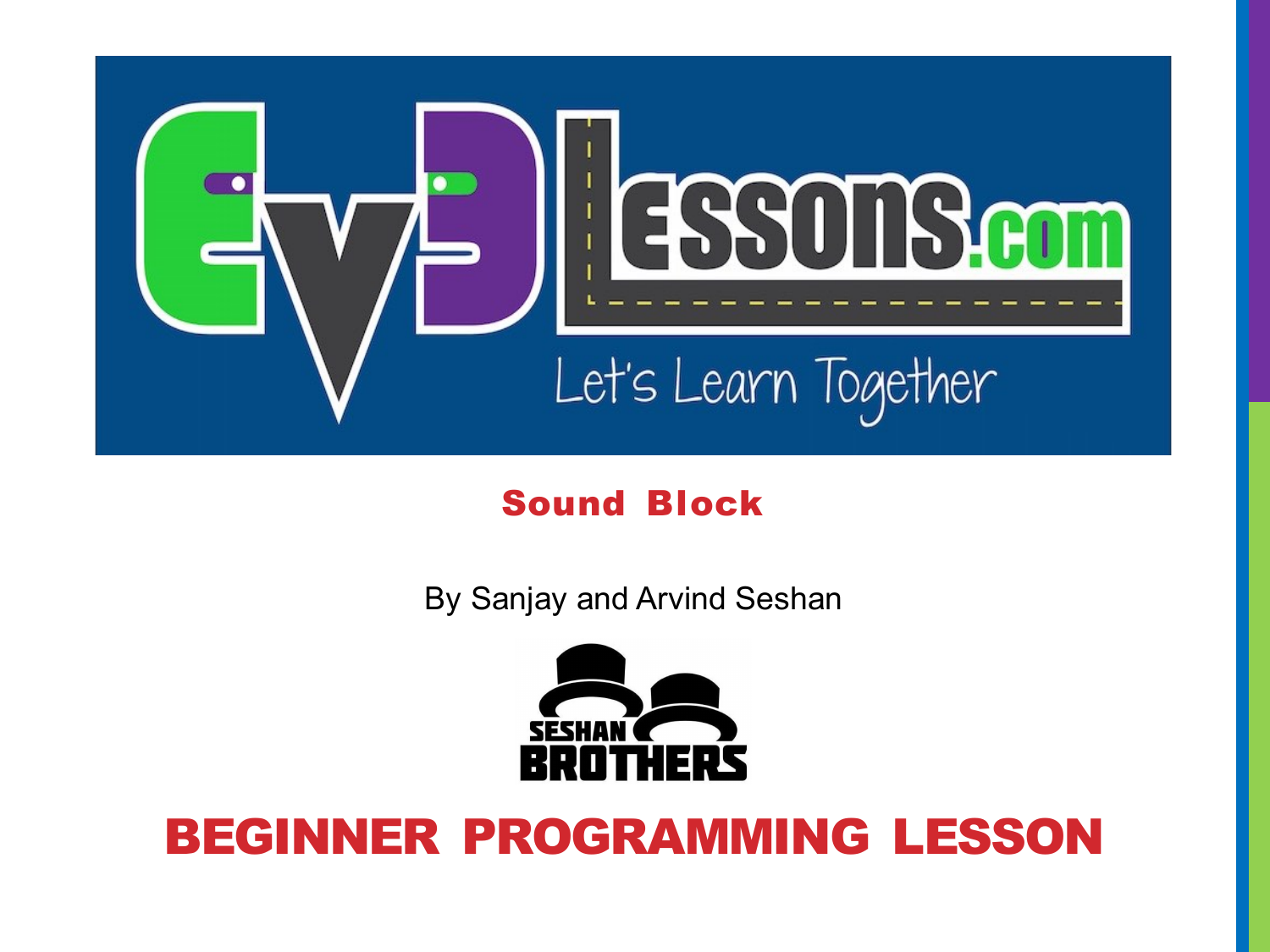# Sound Block

By Sanjay and Arvind Seshan

## BEGINNER PROGRAMMING LESSON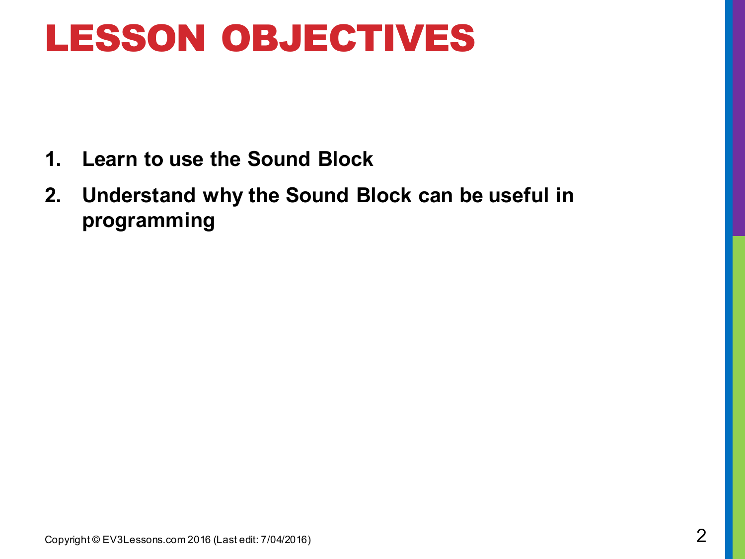# LESSON OBJECTIVES

1. **Learn to use the Sound Block**
2. **Understand why the Sound Block can be useful in programming**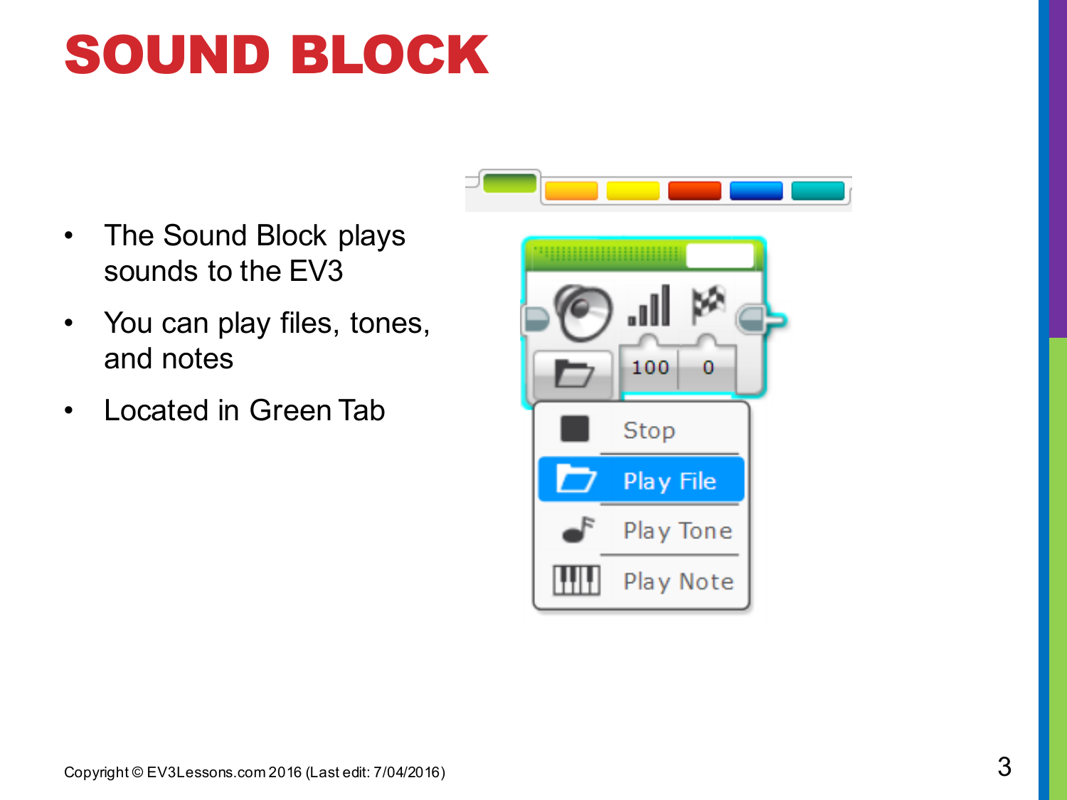# SOUND BLOCK

- The Sound Block plays sounds to the EV3
- You can play files, tones, and notes
- Located in Green Tab

Copyright © EV3Lessons.com 2016 (Last edit: 7/04/2016)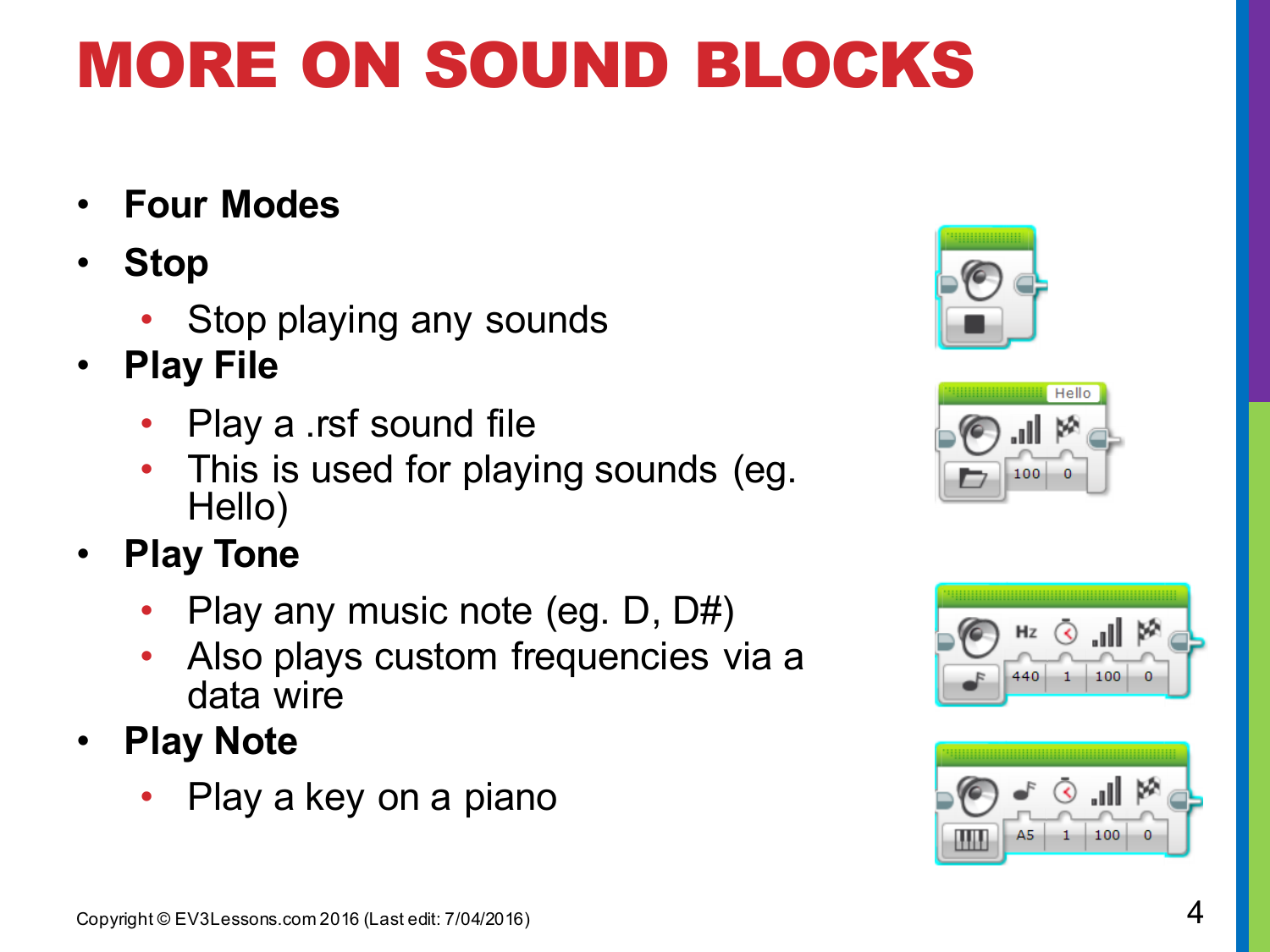# MORE ON SOUND BLOCKS

- **Four Modes**
- **Stop**
  - Stop playing any sounds
- **Play File**
  - Play a .rsf sound file
  - This is used for playing sounds (eg. Hello)
- **Play Tone**
  - Play any music note (eg. D, D#)
  - Also plays custom frequencies via a data wire
- **Play Note**
  - Play a key on a piano

Copyright © EV3Lessons.com 2016 (Last edit: 7/04/2016)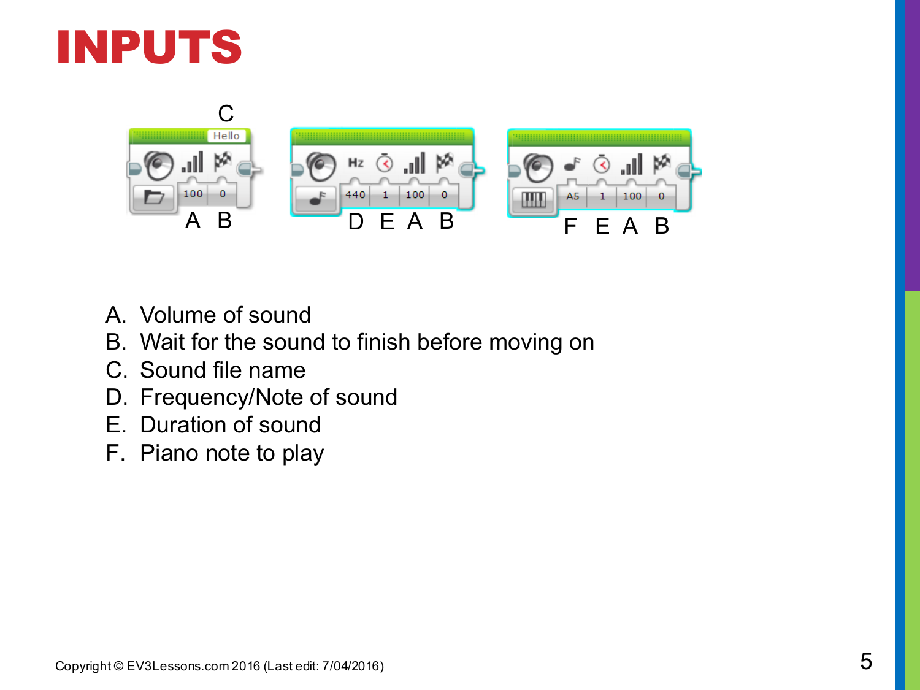# INPUTS

A. Volume of sound
B. Wait for the sound to finish before moving on
C. Sound file name
D. Frequency/Note of sound
E. Duration of sound
F. Piano note to play

Copyright © EV3Lessons.com 2016 (Last edit: 7/04/2016)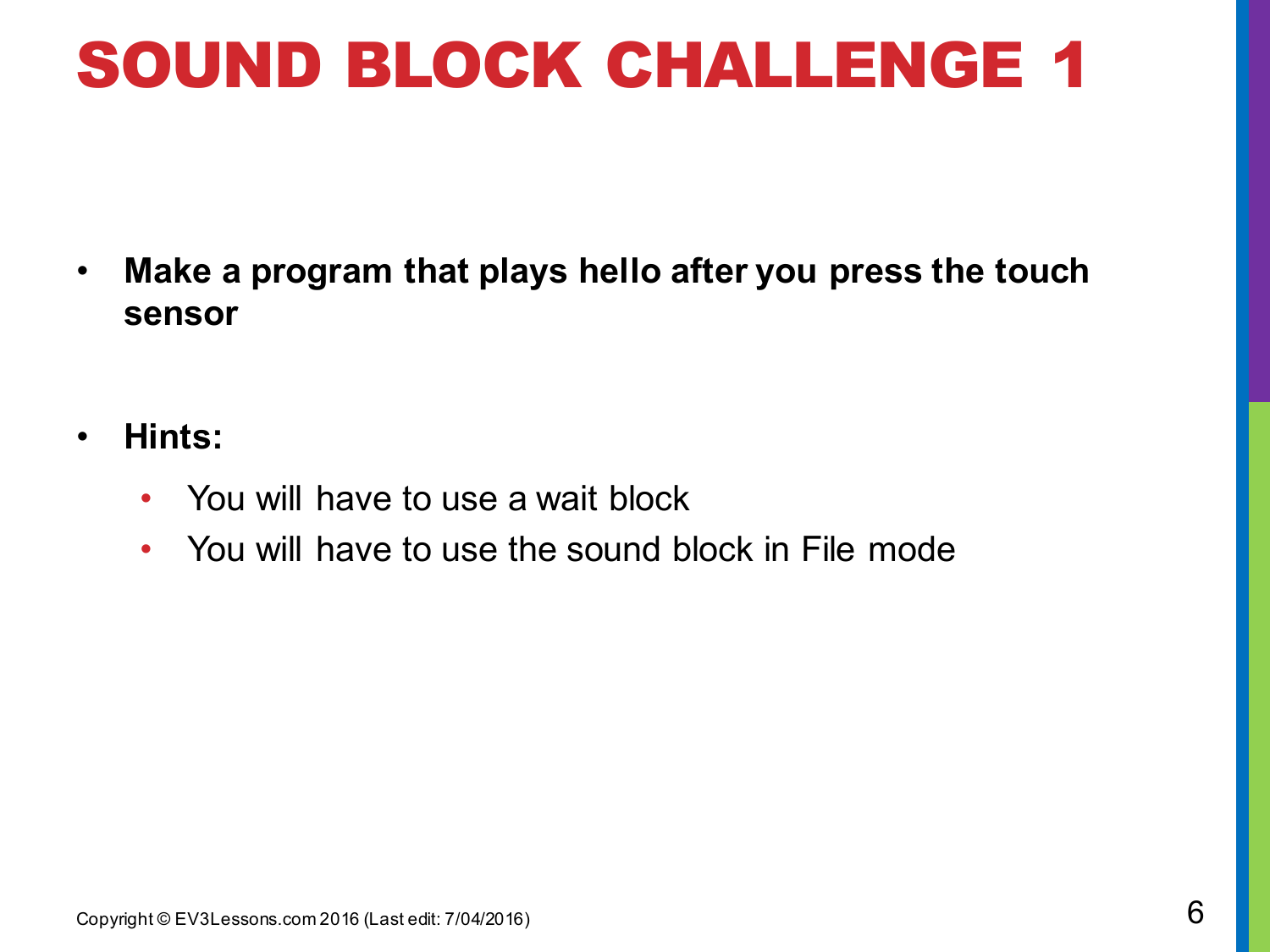# SOUND BLOCK CHALLENGE 1

- **Make a program that plays hello after you press the touch sensor**

- **Hints:**
  - You will have to use a wait block
  - You will have to use the sound block in File mode

Copyright © EV3Lessons.com 2016 (Last edit: 7/04/2016)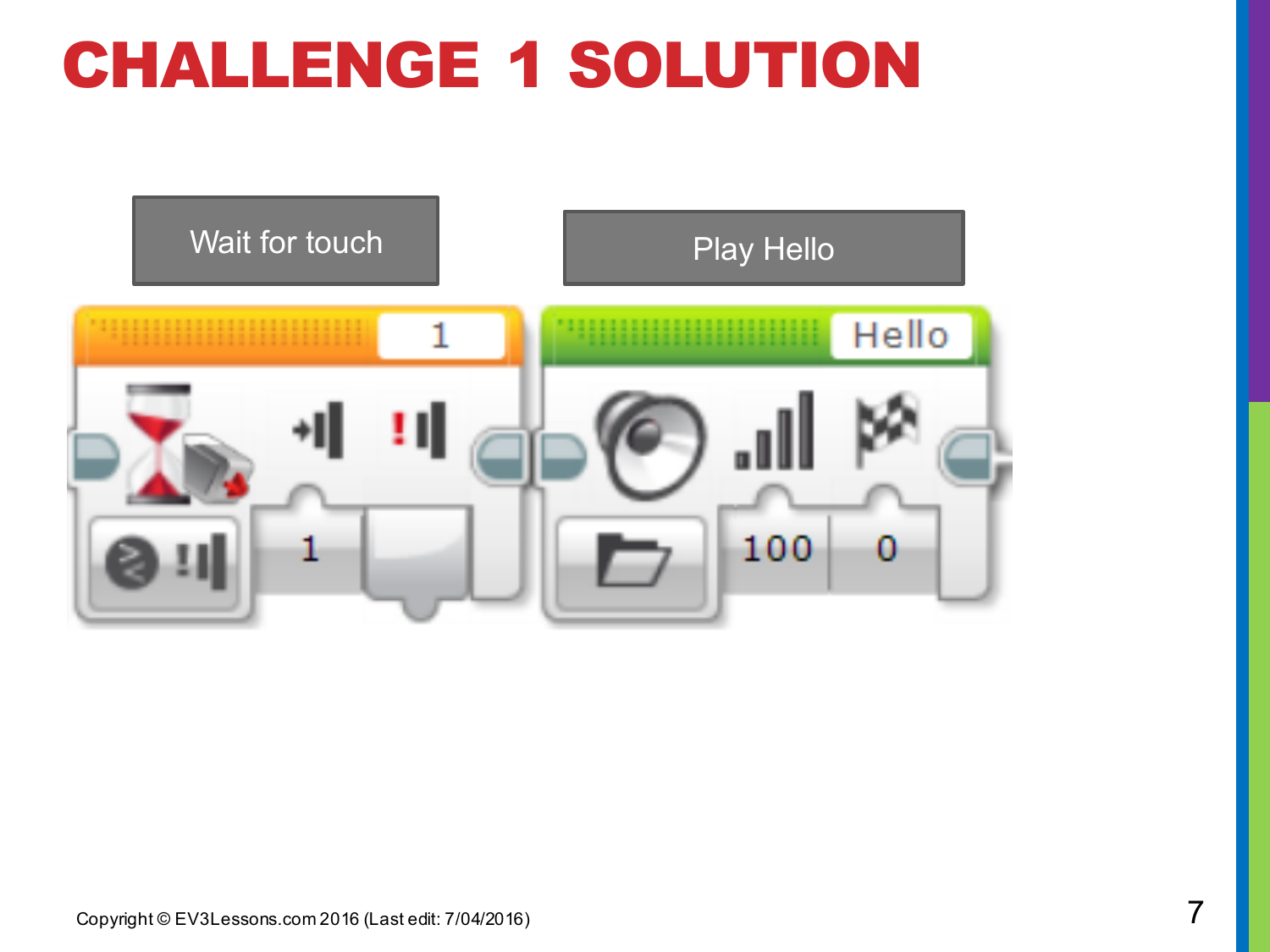# CHALLENGE 1 SOLUTION

Wait for touch

Play Hello

Copyright © EV3Lessons.com 2016 (Last edit: 7/04/2016)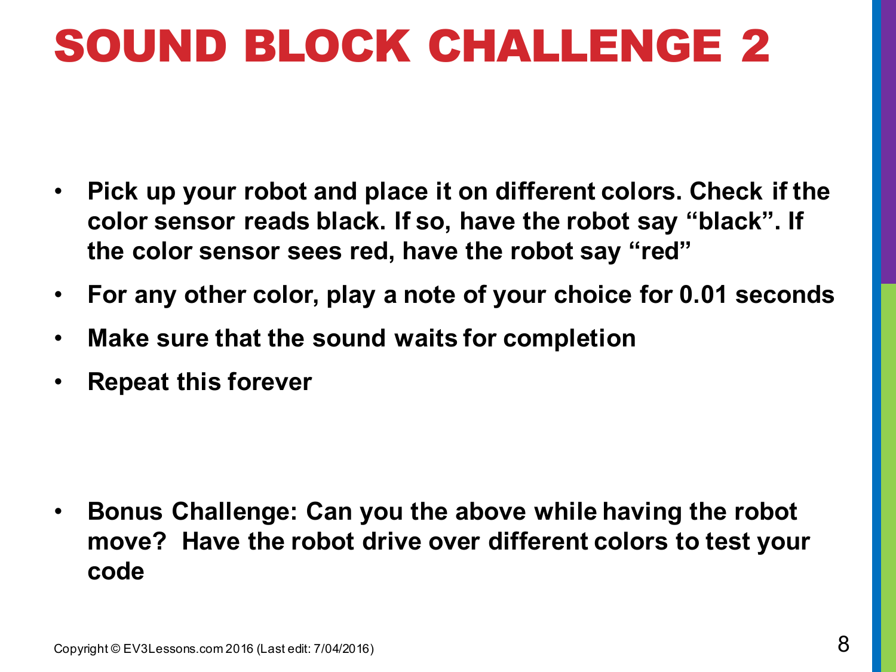# SOUND BLOCK CHALLENGE 2

- **Pick up your robot and place it on different colors. Check if the color sensor reads black. If so, have the robot say “black”. If the color sensor sees red, have the robot say “red”**
- **For any other color, play a note of your choice for 0.01 seconds**
- **Make sure that the sound waits for completion**
- **Repeat this forever**

- **Bonus Challenge: Can you the above while having the robot move? Have the robot drive over different colors to test your code**

Copyright © EV3Lessons.com 2016 (Last edit: 7/04/2016)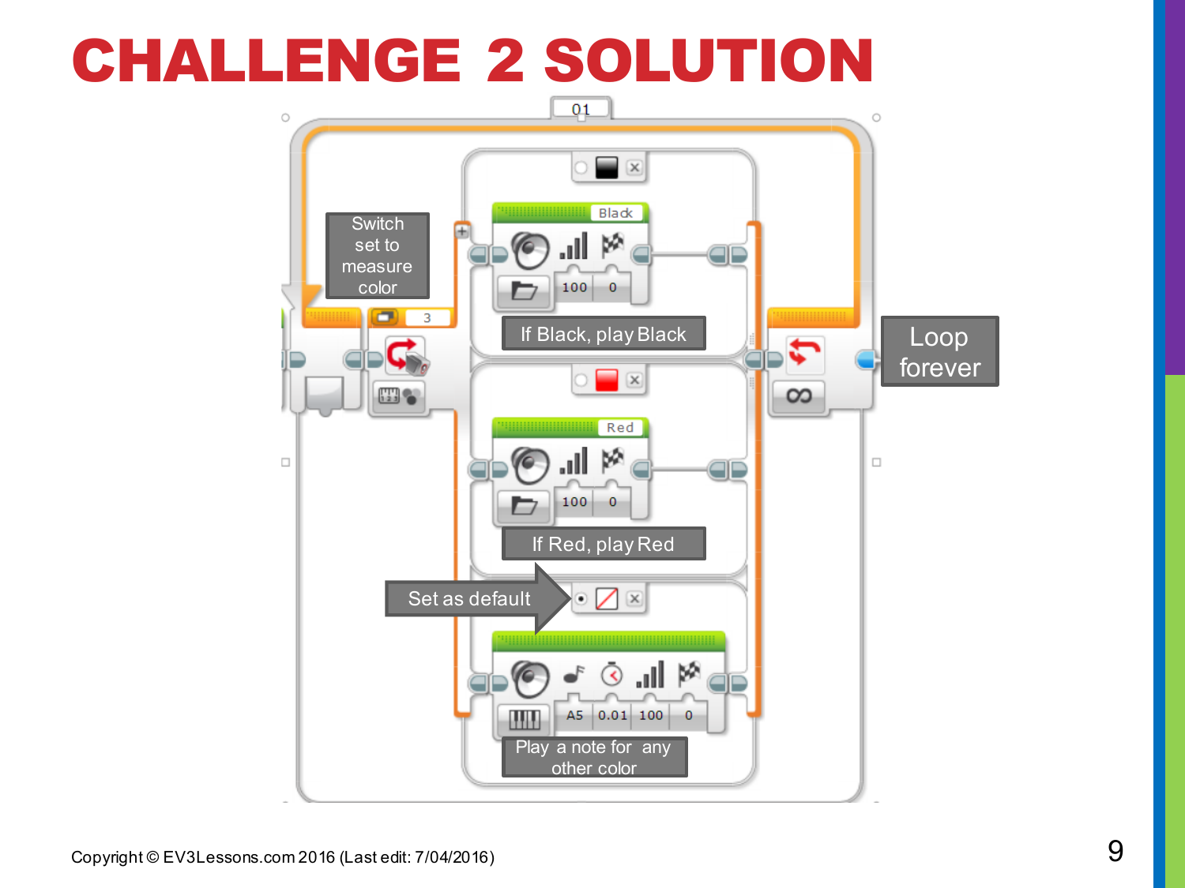# CHALLENGE 2 SOLUTION

Switch set to measure color

If Black, play Black

If Red, play Red

Set as default

Play a note for any other color

Loop forever

Copyright © EV3Lessons.com 2016 (Last edit: 7/04/2016)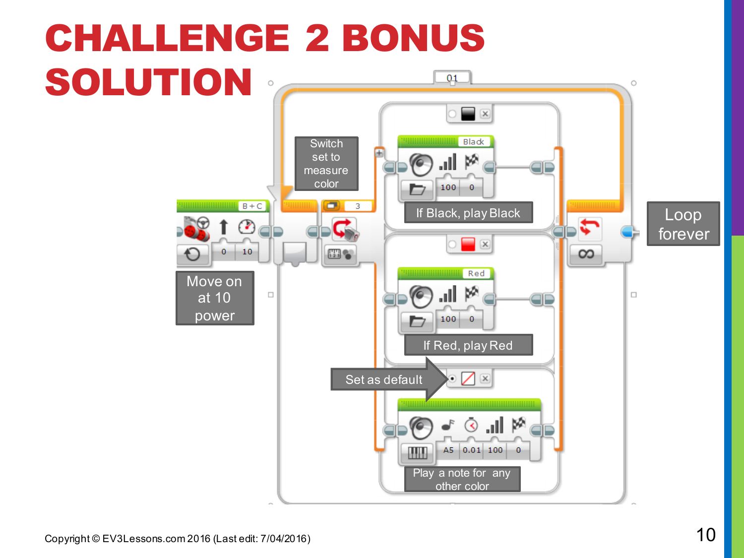# CHALLENGE 2 BONUS SOLUTION

Switch set to measure color

Move on at 10 power

If Black, play Black

If Red, play Red

Set as default

Play a note for any other color

Loop forever

Copyright © EV3Lessons.com 2016 (Last edit: 7/04/2016)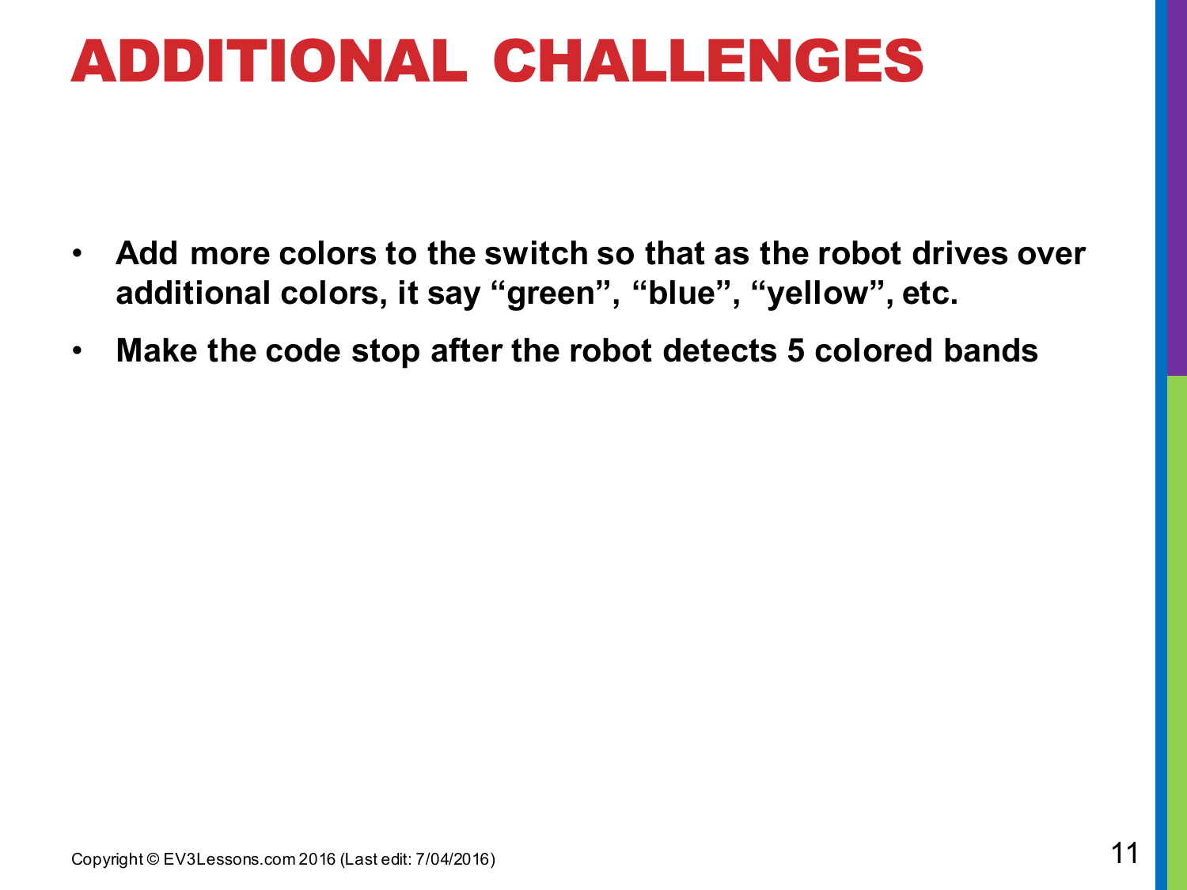# ADDITIONAL CHALLENGES

- **Add more colors to the switch so that as the robot drives over additional colors, it say "green", "blue", "yellow", etc.**
- **Make the code stop after the robot detects 5 colored bands**

Copyright © EV3Lessons.com 2016 (Last edit: 7/04/2016)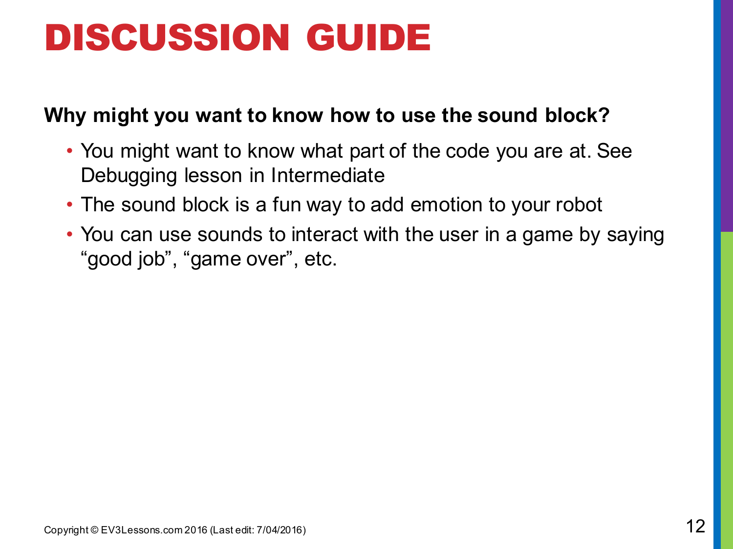# DISCUSSION GUIDE

**Why might you want to know how to use the sound block?**

- You might want to know what part of the code you are at. See Debugging lesson in Intermediate
- The sound block is a fun way to add emotion to your robot
- You can use sounds to interact with the user in a game by saying “good job”, “game over”, etc.

Copyright © EV3Lessons.com 2016 (Last edit: 7/04/2016)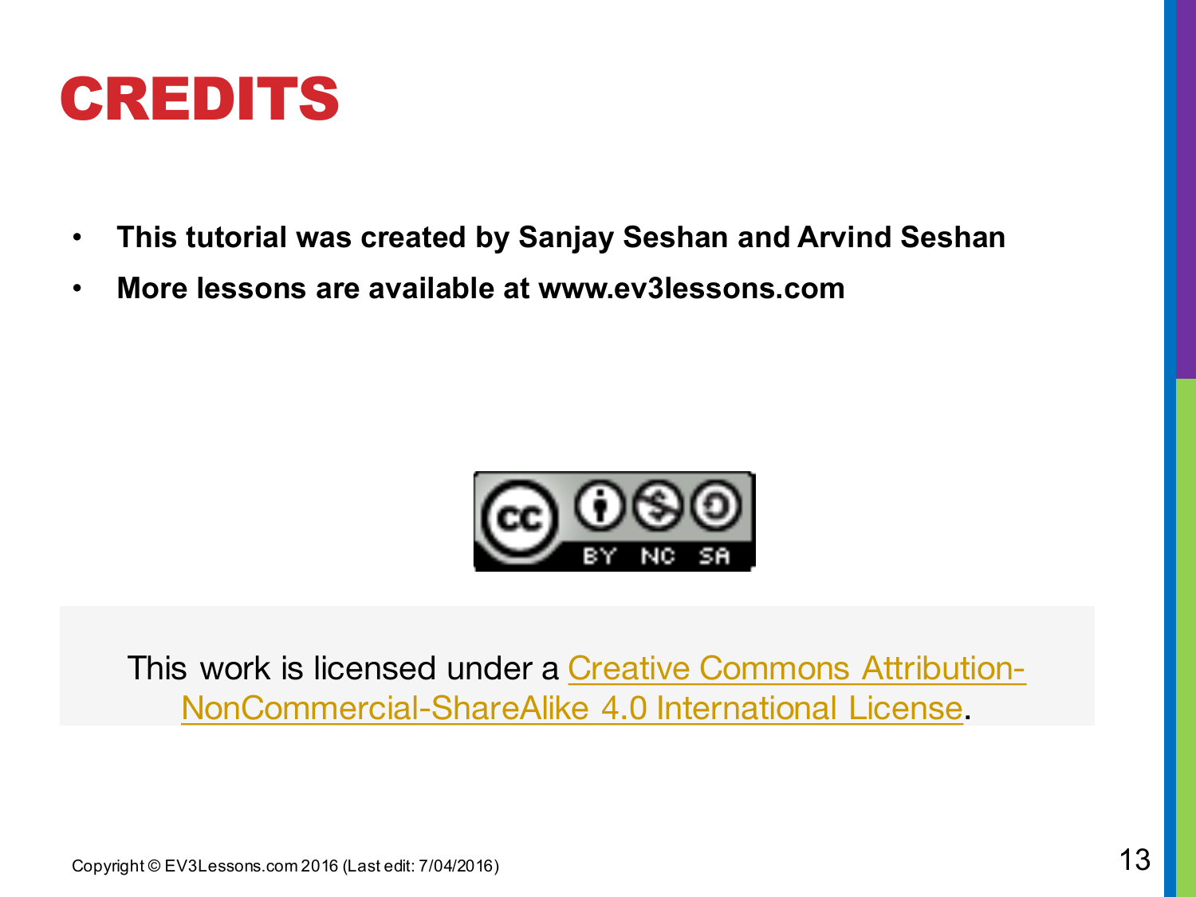# CREDITS

- **This tutorial was created by Sanjay Seshan and Arvind Seshan**
- **More lessons are available at www.ev3lessons.com**

This work is licensed under a Creative Commons Attribution-NonCommercial-ShareAlike 4.0 International License.

Copyright © EV3Lessons.com 2016 (Last edit: 7/04/2016)